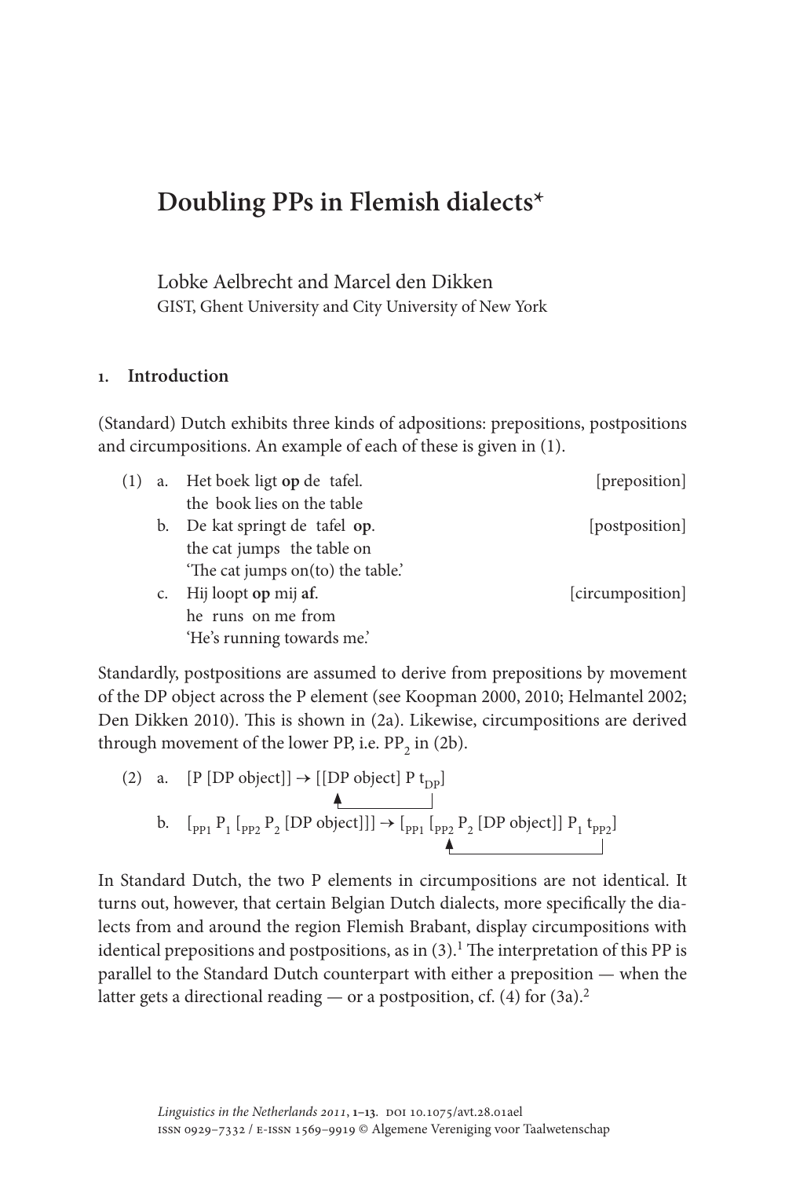# Doubling PPs in Flemish dialects*

Lobke Aelbrecht and Marcel den Dikken
GIST, Ghent University and City University of New York

## 1. Introduction

(Standard) Dutch exhibits three kinds of adpositions: prepositions, postpositions and circumpositions. An example of each of these is given in (1).

(1) a. Het boek ligt **op** de tafel. [preposition]
   the book lies on the table

b. De kat springt de tafel **op**. [postposition]
   the cat jumps the table on
   'The cat jumps on(to) the table.'

c. Hij loopt **op** mij **af**. [circumposition]
   he runs on me from
   'He's running towards me.'

Standardly, postpositions are assumed to derive from prepositions by movement of the DP object across the P element (see Koopman 2000, 2010; Helmantel 2002; Den Dikken 2010). This is shown in (2a). Likewise, circumpositions are derived through movement of the lower PP, i.e. $PP_2$ in (2b).

(2) a. [P [DP object]] → [[DP object] P $t_{DP}$]

b. $[_{PP1}$ $P_1$ $[_{PP2}$ $P_2$ [DP object]]] → $[_{PP1}$ $[_{PP2}$ $P_2$ [DP object]] $P_1$ $t_{PP2}]$

In Standard Dutch, the two P elements in circumpositions are not identical. It turns out, however, that certain Belgian Dutch dialects, more specifically the dialects from and around the region Flemish Brabant, display circumpositions with identical prepositions and postpositions, as in (3).[1] The interpretation of this PP is parallel to the Standard Dutch counterpart with either a preposition — when the latter gets a directional reading — or a postposition, cf. (4) for (3a).[2]

*Linguistics in the Netherlands 2011*, 1–13. DOI 10.1075/avt.28.01ael
ISSN 0929–7332 / E-ISSN 1569–9919 © Algemene Vereniging voor Taalwetenschap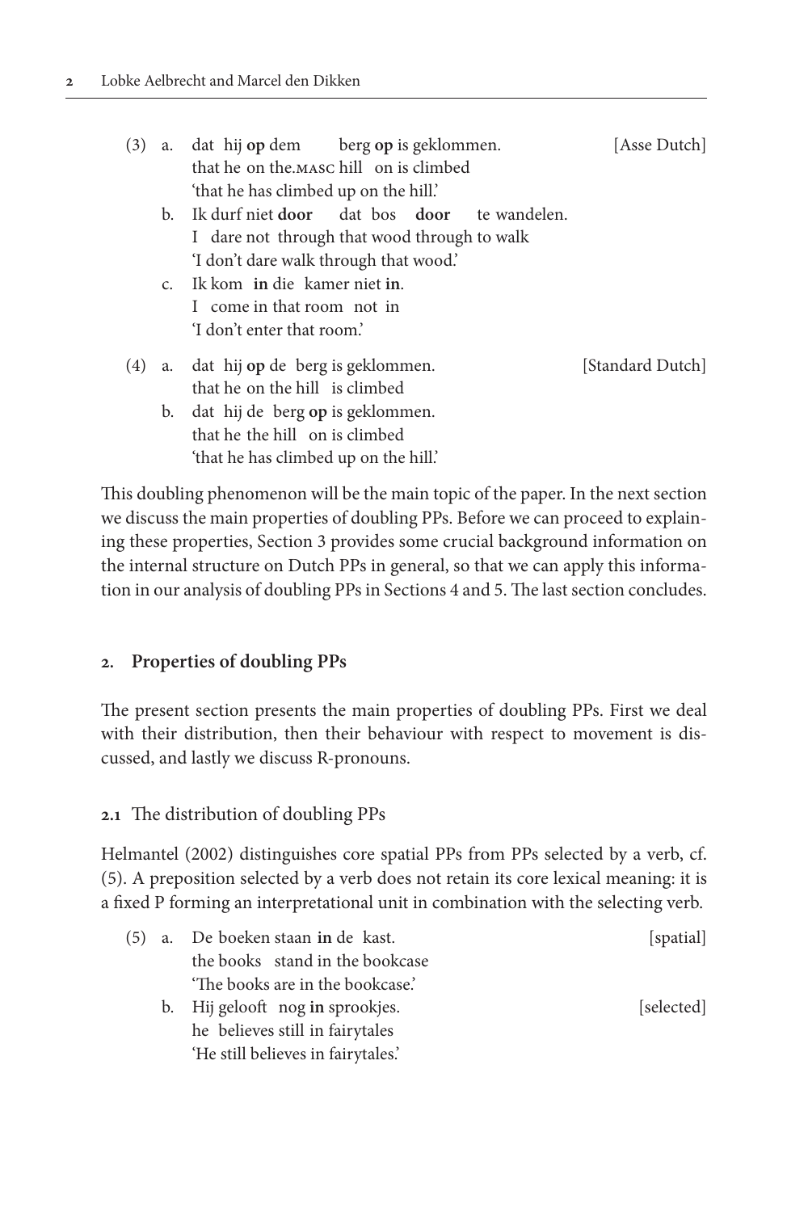(3) a. dat hij **op** dem berg **op** is geklommen. [Asse Dutch]
that he on the.MASC hill on is climbed
'that he has climbed up on the hill.'

b. Ik durf niet **door** dat bos **door** te wandelen.
I dare not through that wood through to walk
'I don't dare walk through that wood.'

c. Ik kom **in** die kamer niet **in**.
I come in that room not in
'I don't enter that room.'

(4) a. dat hij **op** de berg is geklommen. [Standard Dutch]
that he on the hill is climbed

b. dat hij de berg **op** is geklommen.
that he the hill on is climbed
'that he has climbed up on the hill.'

This doubling phenomenon will be the main topic of the paper. In the next section we discuss the main properties of doubling PPs. Before we can proceed to explaining these properties, Section 3 provides some crucial background information on the internal structure on Dutch PPs in general, so that we can apply this information in our analysis of doubling PPs in Sections 4 and 5. The last section concludes.

## 2. Properties of doubling PPs

The present section presents the main properties of doubling PPs. First we deal with their distribution, then their behaviour with respect to movement is discussed, and lastly we discuss R-pronouns.

### 2.1 The distribution of doubling PPs

Helmantel (2002) distinguishes core spatial PPs from PPs selected by a verb, cf. (5). A preposition selected by a verb does not retain its core lexical meaning: it is a fixed P forming an interpretational unit in combination with the selecting verb.

(5) a. De boeken staan **in** de kast. [spatial]
the books stand in the bookcase
'The books are in the bookcase.'

b. Hij gelooft nog **in** sprookjes. [selected]
he believes still in fairytales
'He still believes in fairytales.'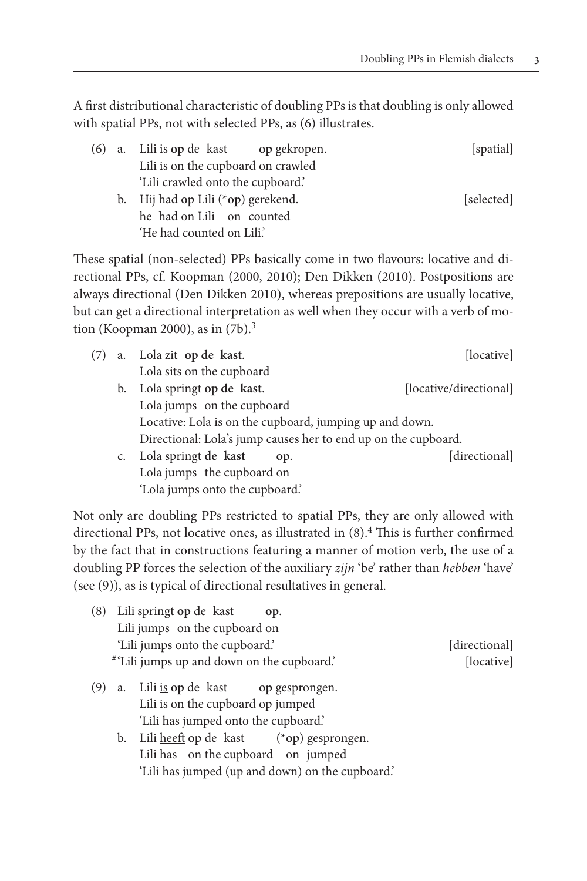A first distributional characteristic of doubling PPs is that doubling is only allowed with spatial PPs, not with selected PPs, as (6) illustrates.

(6) a. Lili is **op** de kast **op** gekropen. [spatial]
   Lili is on the cupboard on crawled
   'Lili crawled onto the cupboard.'

   b. Hij had **op** Lili (*__op__) gerekend. [selected]
   he had on Lili on counted
   'He had counted on Lili.'

These spatial (non-selected) PPs basically come in two flavours: locative and directional PPs, cf. Koopman (2000, 2010); Den Dikken (2010). Postpositions are always directional (Den Dikken 2010), whereas prepositions are usually locative, but can get a directional interpretation as well when they occur with a verb of motion (Koopman 2000), as in (7b).[3]

(7) a. Lola zit **op de kast**. [locative]
   Lola sits on the cupboard

   b. Lola springt **op de kast**. [locative/directional]
   Lola jumps on the cupboard
   Locative: Lola is on the cupboard, jumping up and down.
   Directional: Lola's jump causes her to end up on the cupboard.

   c. Lola springt **de kast op**. [directional]
   Lola jumps the cupboard on
   'Lola jumps onto the cupboard.'

Not only are doubling PPs restricted to spatial PPs, they are only allowed with directional PPs, not locative ones, as illustrated in (8).[4] This is further confirmed by the fact that in constructions featuring a manner of motion verb, the use of a doubling PP forces the selection of the auxiliary *zijn* 'be' rather than *hebben* 'have' (see (9)), as is typical of directional resultatives in general.

(8) Lili springt **op** de kast **op**.
   Lili jumps on the cupboard on
   'Lili jumps onto the cupboard.' [directional]
   #'Lili jumps up and down on the cupboard.' [locative]

(9) a. Lili <u>is</u> **op** de kast **op** gesprongen.
   Lili is on the cupboard op jumped
   'Lili has jumped onto the cupboard.'

   b. Lili <u>heeft</u> **op** de kast (*__op__) gesprongen.
   Lili has on the cupboard on jumped
   'Lili has jumped (up and down) on the cupboard.'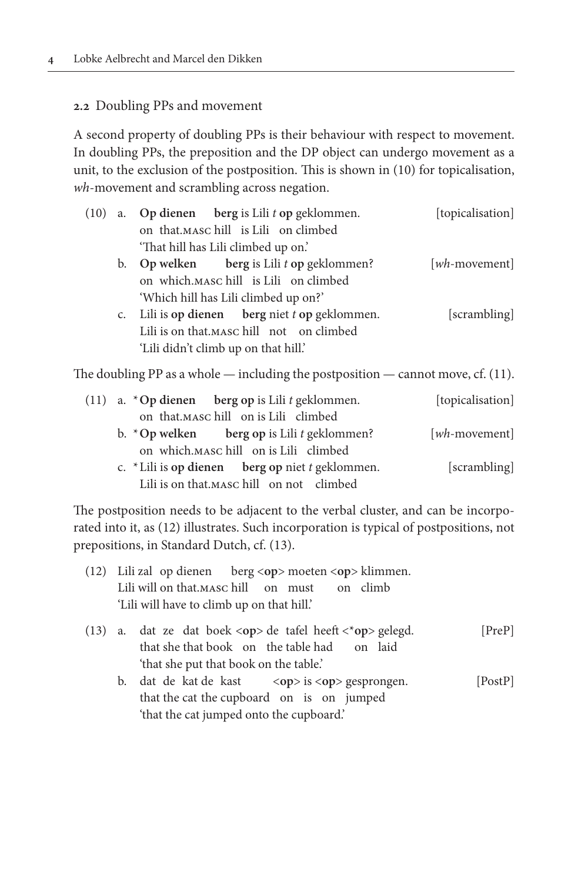### 2.2 Doubling PPs and movement

A second property of doubling PPs is their behaviour with respect to movement. In doubling PPs, the preposition and the DP object can undergo movement as a unit, to the exclusion of the postposition. This is shown in (10) for topicalisation, *wh*-movement and scrambling across negation.

(10) a. **Op dienen berg** is Lili *t* **op** geklommen. [topicalisation]
   on that.MASC hill is Lili on climbed
   'That hill has Lili climbed up on.'

  b. **Op welken berg** is Lili *t* **op** geklommen? [*wh*-movement]
   on which.MASC hill is Lili on climbed
   'Which hill has Lili climbed up on?'

  c. Lili is **op dienen berg** niet *t* **op** geklommen. [scrambling]
   Lili is on that.MASC hill not on climbed
   'Lili didn't climb up on that hill.'

The doubling PP as a whole — including the postposition — cannot move, cf. (11).

(11) a. \***Op dienen berg op** is Lili *t* geklommen. [topicalisation]
   on that.MASC hill on is Lili climbed

  b. \***Op welken berg op** is Lili *t* geklommen? [*wh*-movement]
   on which.MASC hill on is Lili climbed

  c. \*Lili is **op dienen berg op** niet *t* geklommen. [scrambling]
   Lili is on that.MASC hill on not climbed

The postposition needs to be adjacent to the verbal cluster, and can be incorporated into it, as (12) illustrates. Such incorporation is typical of postpositions, not prepositions, in Standard Dutch, cf. (13).

(12) Lili zal op dienen berg <**op**> moeten <**op**> klimmen.
  Lili will on that.MASC hill on must on climb
  'Lili will have to climb up on that hill.'

(13) a. dat ze dat boek <**op**> de tafel heeft <\***op**> gelegd. [PreP]
   that she that book on the table had on laid
   'that she put that book on the table.'

  b. dat de kat de kast <**op**> is <**op**> gesprongen. [PostP]
   that the cat the cupboard on is on jumped
   'that the cat jumped onto the cupboard.'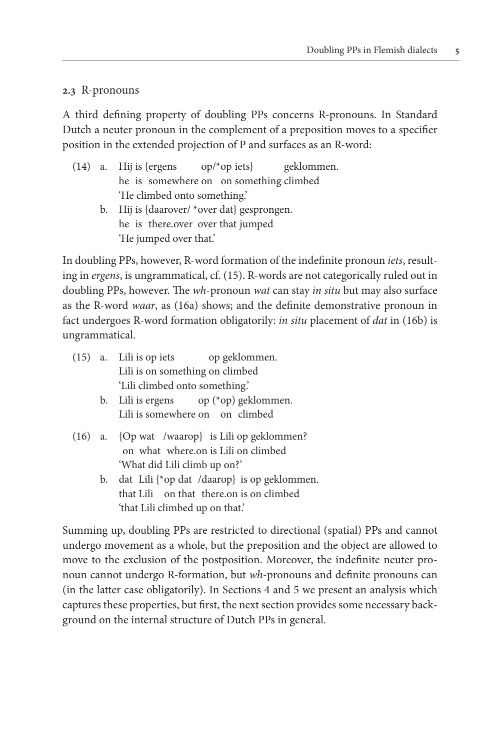### 2.3 R-pronouns

A third defining property of doubling PPs concerns R-pronouns. In Standard Dutch a neuter pronoun in the complement of a preposition moves to a specifier position in the extended projection of P and surfaces as an R-word:

(14) a. Hij is {ergens op/*op iets} geklommen.
he is somewhere on on something climbed
'He climbed onto something.'

b. Hij is {daarover/ *over dat} gesprongen.
he is there.over over that jumped
'He jumped over that.'

In doubling PPs, however, R-word formation of the indefinite pronoun *iets*, resulting in *ergens*, is ungrammatical, cf. (15). R-words are not categorically ruled out in doubling PPs, however. The *wh*-pronoun *wat* can stay *in situ* but may also surface as the R-word *waar*, as (16a) shows; and the definite demonstrative pronoun in fact undergoes R-word formation obligatorily: *in situ* placement of *dat* in (16b) is ungrammatical.

(15) a. Lili is op iets op geklommen.
Lili is on something on climbed
'Lili climbed onto something.'

b. Lili is ergens op (*op) geklommen.
Lili is somewhere on on climbed

(16) a. {Op wat /waarop} is Lili op geklommen?
on what where.on is Lili on climbed
'What did Lili climb up on?'

b. dat Lili {*op dat /daarop} is op geklommen.
that Lili on that there.on is on climbed
'that Lili climbed up on that.'

Summing up, doubling PPs are restricted to directional (spatial) PPs and cannot undergo movement as a whole, but the preposition and the object are allowed to move to the exclusion of the postposition. Moreover, the indefinite neuter pronoun cannot undergo R-formation, but *wh*-pronouns and definite pronouns can (in the latter case obligatorily). In Sections 4 and 5 we present an analysis which captures these properties, but first, the next section provides some necessary background on the internal structure of Dutch PPs in general.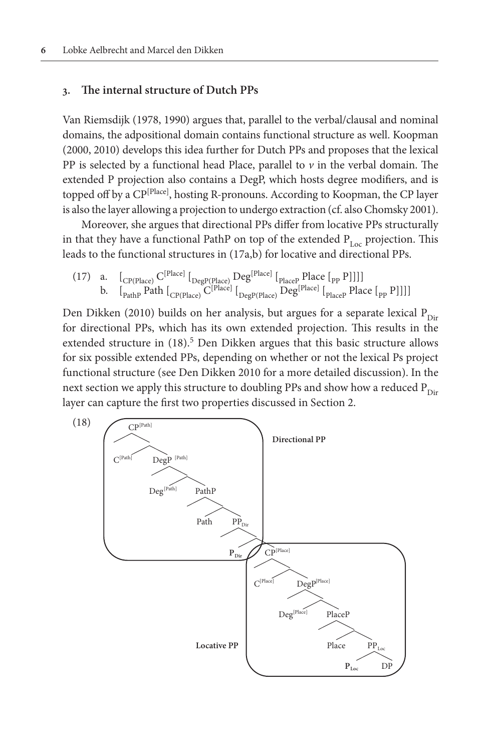### 3. The internal structure of Dutch PPs

Van Riemsdijk (1978, 1990) argues that, parallel to the verbal/clausal and nominal domains, the adpositional domain contains functional structure as well. Koopman (2000, 2010) develops this idea further for Dutch PPs and proposes that the lexical PP is selected by a functional head Place, parallel to *v* in the verbal domain. The extended P projection also contains a DegP, which hosts degree modifiers, and is topped off by a $CP^{[Place]}$, hosting R-pronouns. According to Koopman, the CP layer is also the layer allowing a projection to undergo extraction (cf. also Chomsky 2001).

Moreover, she argues that directional PPs differ from locative PPs structurally in that they have a functional PathP on top of the extended $P_{Loc}$ projection. This leads to the functional structures in (17a,b) for locative and directional PPs.

(17) a. $[_{CP(Place)}\ C^{[Place]}\ [_{DegP(Place)}\ Deg^{[Place]}\ [_{PlaceP}\ Place\ [_{PP}\ P]]]]$
b. $[_{PathP}\ Path\ [_{CP(Place)}\ C^{[Place]}\ [_{DegP(Place)}\ Deg^{[Place]}\ [_{PlaceP}\ Place\ [_{PP}\ P]]]]]$

Den Dikken (2010) builds on her analysis, but argues for a separate lexical $P_{Dir}$ for directional PPs, which has its own extended projection. This results in the extended structure in (18).[5] Den Dikken argues that this basic structure allows for six possible extended PPs, depending on whether or not the lexical Ps project functional structure (see Den Dikken 2010 for a more detailed discussion). In the next section we apply this structure to doubling PPs and show how a reduced $P_{Dir}$ layer can capture the first two properties discussed in Section 2.

(18)

```
Directional PP:
[CP[Path] C[Path] [DegP[Path] Deg[Path] [PathP Path [PP_Dir P_Dir
  Locative PP:
  [CP[Place] C[Place] [DegP[Place] Deg[Place] [PlaceP Place [PP_Loc P_Loc DP]]]]]]]]]
```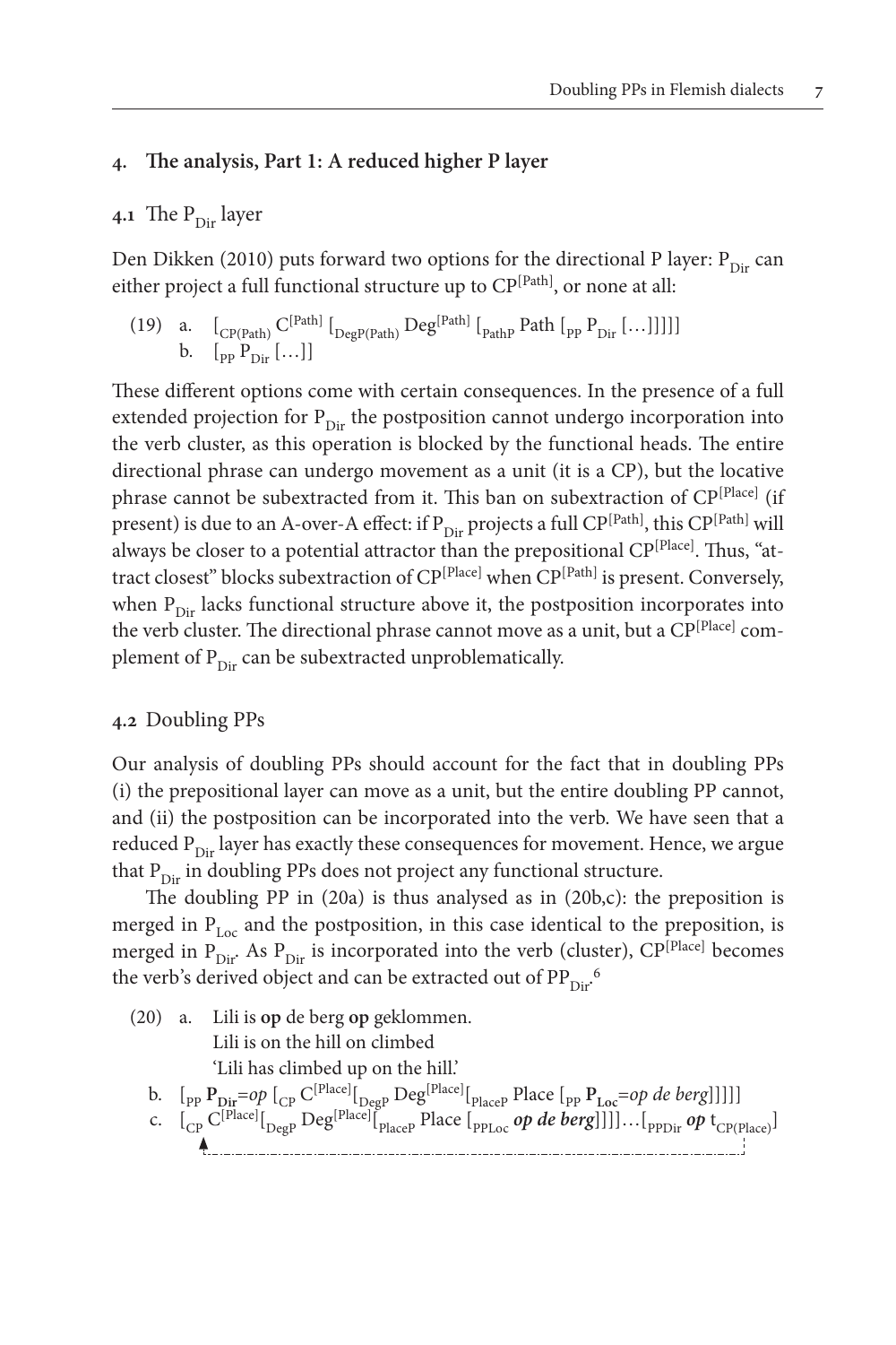## 4. The analysis, Part 1: A reduced higher P layer

### 4.1 The $P_{Dir}$ layer

Den Dikken (2010) puts forward two options for the directional P layer: $P_{Dir}$ can either project a full functional structure up to $CP^{[Path]}$, or none at all:

(19) a. $[_{CP(Path)}\ C^{[Path]}\ [_{DegP(Path)}\ Deg^{[Path]}\ [_{PathP}\ Path\ [_{PP}\ P_{Dir}\ [\ldots]]]]]$
b. $[_{PP}\ P_{Dir}\ [\ldots]]$

These different options come with certain consequences. In the presence of a full extended projection for $P_{Dir}$ the postposition cannot undergo incorporation into the verb cluster, as this operation is blocked by the functional heads. The entire directional phrase can undergo movement as a unit (it is a CP), but the locative phrase cannot be subextracted from it. This ban on subextraction of $CP^{[Place]}$ (if present) is due to an A-over-A effect: if $P_{Dir}$ projects a full $CP^{[Path]}$, this $CP^{[Path]}$ will always be closer to a potential attractor than the prepositional $CP^{[Place]}$. Thus, "attract closest" blocks subextraction of $CP^{[Place]}$ when $CP^{[Path]}$ is present. Conversely, when $P_{Dir}$ lacks functional structure above it, the postposition incorporates into the verb cluster. The directional phrase cannot move as a unit, but a $CP^{[Place]}$ complement of $P_{Dir}$ can be subextracted unproblematically.

### 4.2 Doubling PPs

Our analysis of doubling PPs should account for the fact that in doubling PPs (i) the prepositional layer can move as a unit, but the entire doubling PP cannot, and (ii) the postposition can be incorporated into the verb. We have seen that a reduced $P_{Dir}$ layer has exactly these consequences for movement. Hence, we argue that $P_{Dir}$ in doubling PPs does not project any functional structure.

The doubling PP in (20a) is thus analysed as in (20b,c): the preposition is merged in $P_{Loc}$ and the postposition, in this case identical to the preposition, is merged in $P_{Dir}$. As $P_{Dir}$ is incorporated into the verb (cluster), $CP^{[Place]}$ becomes the verb's derived object and can be extracted out of $PP_{Dir}$.[6]

(20) a. Lili is **op** de berg **op** geklommen.
Lili is on the hill on climbed
'Lili has climbed up on the hill.'

b. $[_{PP}\ \mathbf{P_{Dir}}{=}\textit{op}\ [_{CP}\ C^{[Place]}[_{DegP}\ Deg^{[Place]}[_{PlaceP}\ Place\ [_{PP}\ \mathbf{P_{Loc}}{=}\textit{op de berg}]]]]]$

c. $[_{CP}\ C^{[Place]}[_{DegP}\ Deg^{[Place]}[_{PlaceP}\ Place\ [_{PPLoc}\ \boldsymbol{\textit{op de berg}}]]]]\ldots[_{PPDir}\ \boldsymbol{\textit{op}}\ t_{CP(Place)}]$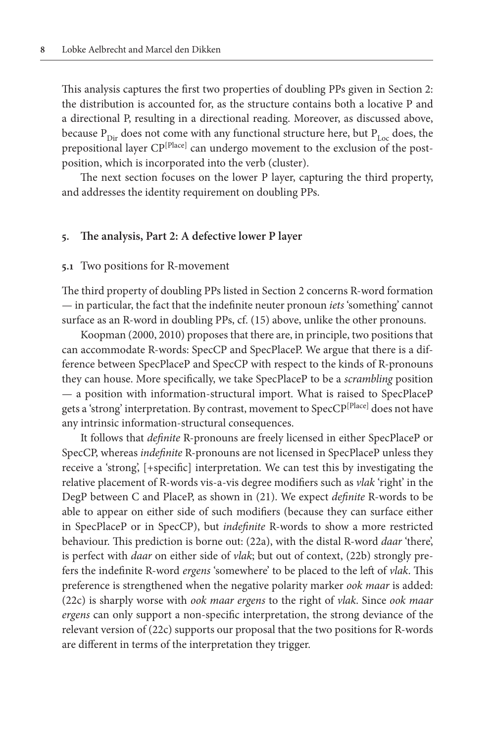This analysis captures the first two properties of doubling PPs given in Section 2: the distribution is accounted for, as the structure contains both a locative P and a directional P, resulting in a directional reading. Moreover, as discussed above, because $P_{Dir}$ does not come with any functional structure here, but $P_{Loc}$ does, the prepositional layer $CP^{[Place]}$ can undergo movement to the exclusion of the postposition, which is incorporated into the verb (cluster).

The next section focuses on the lower P layer, capturing the third property, and addresses the identity requirement on doubling PPs.

## 5. The analysis, Part 2: A defective lower P layer

### 5.1 Two positions for R-movement

The third property of doubling PPs listed in Section 2 concerns R-word formation — in particular, the fact that the indefinite neuter pronoun *iets* 'something' cannot surface as an R-word in doubling PPs, cf. (15) above, unlike the other pronouns.

Koopman (2000, 2010) proposes that there are, in principle, two positions that can accommodate R-words: SpecCP and SpecPlaceP. We argue that there is a difference between SpecPlaceP and SpecCP with respect to the kinds of R-pronouns they can house. More specifically, we take SpecPlaceP to be a *scrambling* position — a position with information-structural import. What is raised to SpecPlaceP gets a 'strong' interpretation. By contrast, movement to $SpecCP^{[Place]}$ does not have any intrinsic information-structural consequences.

It follows that *definite* R-pronouns are freely licensed in either SpecPlaceP or SpecCP, whereas *indefinite* R-pronouns are not licensed in SpecPlaceP unless they receive a 'strong', [+specific] interpretation. We can test this by investigating the relative placement of R-words vis-a-vis degree modifiers such as *vlak* 'right' in the DegP between C and PlaceP, as shown in (21). We expect *definite* R-words to be able to appear on either side of such modifiers (because they can surface either in SpecPlaceP or in SpecCP), but *indefinite* R-words to show a more restricted behaviour. This prediction is borne out: (22a), with the distal R-word *daar* 'there', is perfect with *daar* on either side of *vlak*; but out of context, (22b) strongly prefers the indefinite R-word *ergens* 'somewhere' to be placed to the left of *vlak*. This preference is strengthened when the negative polarity marker *ook maar* is added: (22c) is sharply worse with *ook maar ergens* to the right of *vlak*. Since *ook maar ergens* can only support a non-specific interpretation, the strong deviance of the relevant version of (22c) supports our proposal that the two positions for R-words are different in terms of the interpretation they trigger.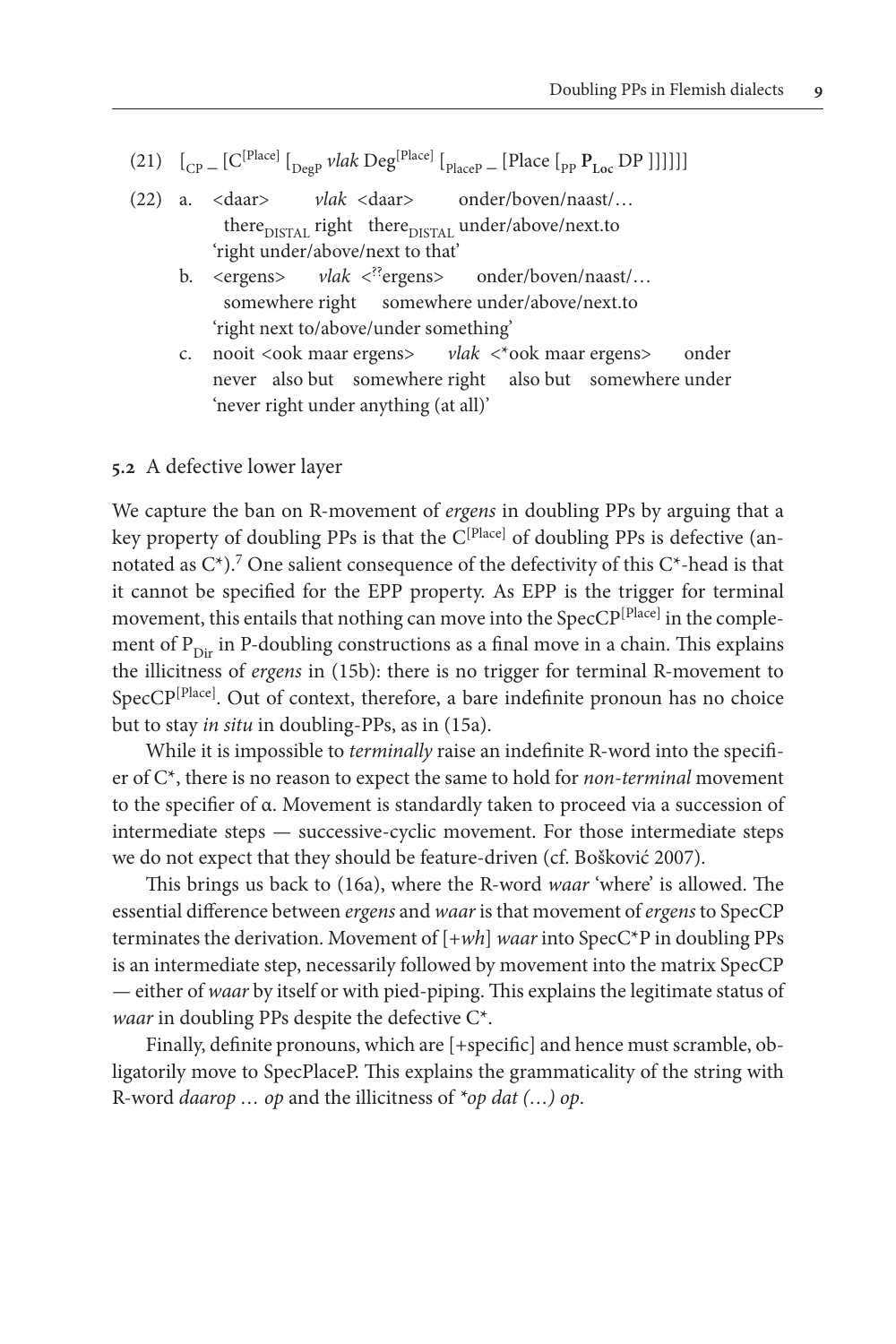(21) $[_{CP}$ – $[C^{[Place]}$ $[_{DegP}$ *vlak* $Deg^{[Place]}$ $[_{PlaceP}$ – [Place $[_{PP}$ $\mathbf{P_{Loc}}$ DP ]]]]]]

(22) a. <daar> *vlak* <daar> onder/boven/naast/…
 there$_{DISTAL}$ right there$_{DISTAL}$ under/above/next.to
 'right under/above/next to that'

 b. <ergens> *vlak* <$^{??}$ergens> onder/boven/naast/…
 somewhere right somewhere under/above/next.to
 'right next to/above/under something'

 c. nooit <ook maar ergens> *vlak* <*ook maar ergens> onder
 never also but somewhere right also but somewhere under
 'never right under anything (at all)'

## 5.2 A defective lower layer

We capture the ban on R-movement of *ergens* in doubling PPs by arguing that a key property of doubling PPs is that the $C^{[Place]}$ of doubling PPs is defective (annotated as C*).[7] One salient consequence of the defectivity of this C*-head is that it cannot be specified for the EPP property. As EPP is the trigger for terminal movement, this entails that nothing can move into the $SpecCP^{[Place]}$ in the complement of $P_{Dir}$ in P-doubling constructions as a final move in a chain. This explains the illicitness of *ergens* in (15b): there is no trigger for terminal R-movement to $SpecCP^{[Place]}$. Out of context, therefore, a bare indefinite pronoun has no choice but to stay *in situ* in doubling-PPs, as in (15a).

While it is impossible to *terminally* raise an indefinite R-word into the specifier of C*, there is no reason to expect the same to hold for *non-terminal* movement to the specifier of α. Movement is standardly taken to proceed via a succession of intermediate steps — successive-cyclic movement. For those intermediate steps we do not expect that they should be feature-driven (cf. Bošković 2007).

This brings us back to (16a), where the R-word *waar* 'where' is allowed. The essential difference between *ergens* and *waar* is that movement of *ergens* to SpecCP terminates the derivation. Movement of [+*wh*] *waar* into SpecC*P in doubling PPs is an intermediate step, necessarily followed by movement into the matrix SpecCP — either of *waar* by itself or with pied-piping. This explains the legitimate status of *waar* in doubling PPs despite the defective C*.

Finally, definite pronouns, which are [+specific] and hence must scramble, obligatorily move to SpecPlaceP. This explains the grammaticality of the string with R-word *daarop … op* and the illicitness of **op dat (…) op*.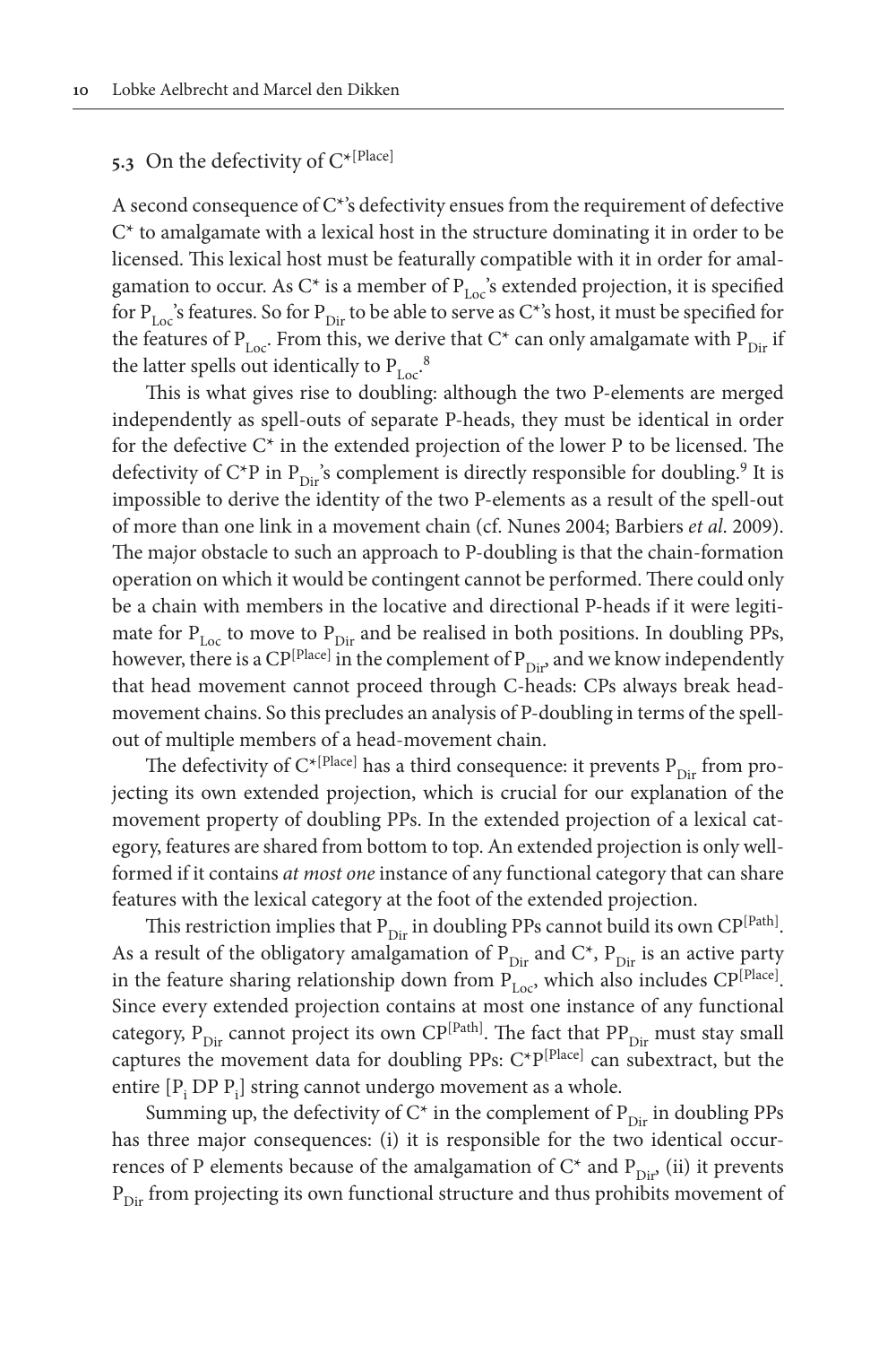### 5.3 On the defectivity of $C^{*[Place]}$

A second consequence of C*'s defectivity ensues from the requirement of defective C* to amalgamate with a lexical host in the structure dominating it in order to be licensed. This lexical host must be featurally compatible with it in order for amalgamation to occur. As C* is a member of $P_{Loc}$'s extended projection, it is specified for $P_{Loc}$'s features. So for $P_{Dir}$ to be able to serve as C*'s host, it must be specified for the features of $P_{Loc}$. From this, we derive that C* can only amalgamate with $P_{Dir}$ if the latter spells out identically to $P_{Loc}$.[8]

This is what gives rise to doubling: although the two P-elements are merged independently as spell-outs of separate P-heads, they must be identical in order for the defective C* in the extended projection of the lower P to be licensed. The defectivity of C*P in $P_{Dir}$'s complement is directly responsible for doubling.[9] It is impossible to derive the identity of the two P-elements as a result of the spell-out of more than one link in a movement chain (cf. Nunes 2004; Barbiers *et al*. 2009). The major obstacle to such an approach to P-doubling is that the chain-formation operation on which it would be contingent cannot be performed. There could only be a chain with members in the locative and directional P-heads if it were legitimate for $P_{Loc}$ to move to $P_{Dir}$ and be realised in both positions. In doubling PPs, however, there is a $CP^{[Place]}$ in the complement of $P_{Dir}$, and we know independently that head movement cannot proceed through C-heads: CPs always break head-movement chains. So this precludes an analysis of P-doubling in terms of the spell-out of multiple members of a head-movement chain.

The defectivity of $C^{*[Place]}$ has a third consequence: it prevents $P_{Dir}$ from projecting its own extended projection, which is crucial for our explanation of the movement property of doubling PPs. In the extended projection of a lexical category, features are shared from bottom to top. An extended projection is only well-formed if it contains *at most one* instance of any functional category that can share features with the lexical category at the foot of the extended projection.

This restriction implies that $P_{Dir}$ in doubling PPs cannot build its own $CP^{[Path]}$. As a result of the obligatory amalgamation of $P_{Dir}$ and C*, $P_{Dir}$ is an active party in the feature sharing relationship down from $P_{Loc}$, which also includes $CP^{[Place]}$. Since every extended projection contains at most one instance of any functional category, $P_{Dir}$ cannot project its own $CP^{[Path]}$. The fact that $PP_{Dir}$ must stay small captures the movement data for doubling PPs: $C^{*}P^{[Place]}$ can subextract, but the entire [$P_i$ DP $P_i$] string cannot undergo movement as a whole.

Summing up, the defectivity of C* in the complement of $P_{Dir}$ in doubling PPs has three major consequences: (i) it is responsible for the two identical occurrences of P elements because of the amalgamation of C* and $P_{Dir}$, (ii) it prevents $P_{Dir}$ from projecting its own functional structure and thus prohibits movement of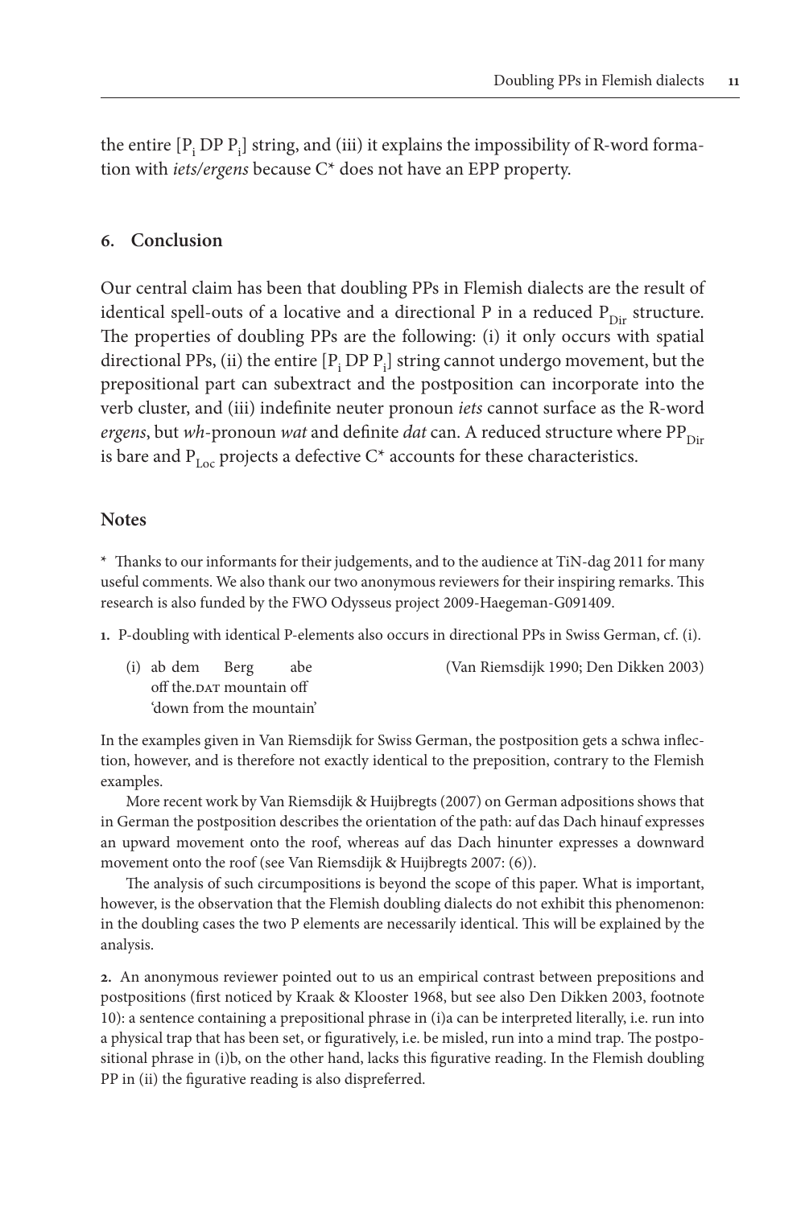the entire [$P_i$ DP $P_i$] string, and (iii) it explains the impossibility of R-word formation with *iets/ergens* because C* does not have an EPP property.

## 6. Conclusion

Our central claim has been that doubling PPs in Flemish dialects are the result of identical spell-outs of a locative and a directional P in a reduced $P_{Dir}$ structure. The properties of doubling PPs are the following: (i) it only occurs with spatial directional PPs, (ii) the entire [$P_i$ DP $P_i$] string cannot undergo movement, but the prepositional part can subextract and the postposition can incorporate into the verb cluster, and (iii) indefinite neuter pronoun *iets* cannot surface as the R-word *ergens*, but *wh*-pronoun *wat* and definite *dat* can. A reduced structure where $PP_{Dir}$ is bare and $P_{Loc}$ projects a defective C* accounts for these characteristics.

## Notes

\* Thanks to our informants for their judgements, and to the audience at TiN-dag 2011 for many useful comments. We also thank our two anonymous reviewers for their inspiring remarks. This research is also funded by the FWO Odysseus project 2009-Haegeman-G091409.

**1.** P-doubling with identical P-elements also occurs in directional PPs in Swiss German, cf. (i).

(i) ab dem Berg abe (Van Riemsdijk 1990; Den Dikken 2003)
off the.DAT mountain off
'down from the mountain'

In the examples given in Van Riemsdijk for Swiss German, the postposition gets a schwa inflection, however, and is therefore not exactly identical to the preposition, contrary to the Flemish examples.

More recent work by Van Riemsdijk & Huijbregts (2007) on German adpositions shows that in German the postposition describes the orientation of the path: auf das Dach hinauf expresses an upward movement onto the roof, whereas auf das Dach hinunter expresses a downward movement onto the roof (see Van Riemsdijk & Huijbregts 2007: (6)).

The analysis of such circumpositions is beyond the scope of this paper. What is important, however, is the observation that the Flemish doubling dialects do not exhibit this phenomenon: in the doubling cases the two P elements are necessarily identical. This will be explained by the analysis.

**2.** An anonymous reviewer pointed out to us an empirical contrast between prepositions and postpositions (first noticed by Kraak & Klooster 1968, but see also Den Dikken 2003, footnote 10): a sentence containing a prepositional phrase in (i)a can be interpreted literally, i.e. run into a physical trap that has been set, or figuratively, i.e. be misled, run into a mind trap. The postpositional phrase in (i)b, on the other hand, lacks this figurative reading. In the Flemish doubling PP in (ii) the figurative reading is also dispreferred.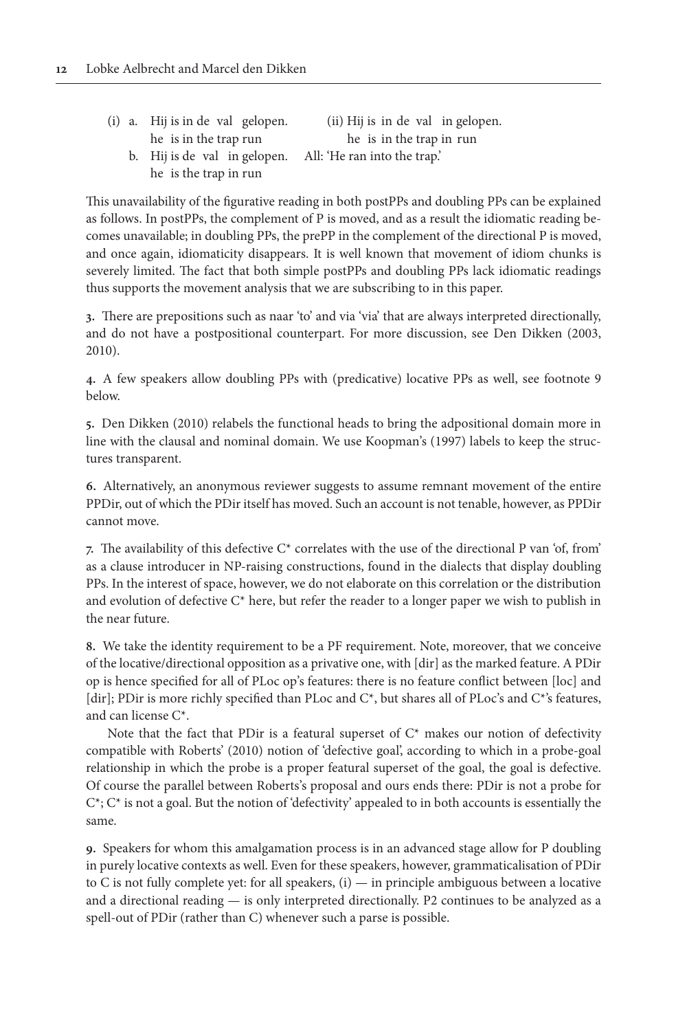(i) a. Hij is in de val gelopen.
he is in the trap run

b. Hij is de val in gelopen.
he is the trap in run

(ii) Hij is in de val in gelopen.
he is in the trap in run

All: 'He ran into the trap.'

This unavailability of the figurative reading in both postPPs and doubling PPs can be explained as follows. In postPPs, the complement of P is moved, and as a result the idiomatic reading becomes unavailable; in doubling PPs, the prePP in the complement of the directional P is moved, and once again, idiomaticity disappears. It is well known that movement of idiom chunks is severely limited. The fact that both simple postPPs and doubling PPs lack idiomatic readings thus supports the movement analysis that we are subscribing to in this paper.

**3.** There are prepositions such as naar 'to' and via 'via' that are always interpreted directionally, and do not have a postpositional counterpart. For more discussion, see Den Dikken (2003, 2010).

**4.** A few speakers allow doubling PPs with (predicative) locative PPs as well, see footnote 9 below.

**5.** Den Dikken (2010) relabels the functional heads to bring the adpositional domain more in line with the clausal and nominal domain. We use Koopman's (1997) labels to keep the structures transparent.

**6.** Alternatively, an anonymous reviewer suggests to assume remnant movement of the entire PPDir, out of which the PDir itself has moved. Such an account is not tenable, however, as PPDir cannot move.

**7.** The availability of this defective C* correlates with the use of the directional P van 'of, from' as a clause introducer in NP-raising constructions, found in the dialects that display doubling PPs. In the interest of space, however, we do not elaborate on this correlation or the distribution and evolution of defective C* here, but refer the reader to a longer paper we wish to publish in the near future.

**8.** We take the identity requirement to be a PF requirement. Note, moreover, that we conceive of the locative/directional opposition as a privative one, with [dir] as the marked feature. A PDir op is hence specified for all of PLoc op's features: there is no feature conflict between [loc] and [dir]; PDir is more richly specified than PLoc and C*, but shares all of PLoc's and C*'s features, and can license C*.

Note that the fact that PDir is a featural superset of C* makes our notion of defectivity compatible with Roberts' (2010) notion of 'defective goal', according to which in a probe-goal relationship in which the probe is a proper featural superset of the goal, the goal is defective. Of course the parallel between Roberts's proposal and ours ends there: PDir is not a probe for C*; C* is not a goal. But the notion of 'defectivity' appealed to in both accounts is essentially the same.

**9.** Speakers for whom this amalgamation process is in an advanced stage allow for P doubling in purely locative contexts as well. Even for these speakers, however, grammaticalisation of PDir to C is not fully complete yet: for all speakers, (i) — in principle ambiguous between a locative and a directional reading — is only interpreted directionally. P2 continues to be analyzed as a spell-out of PDir (rather than C) whenever such a parse is possible.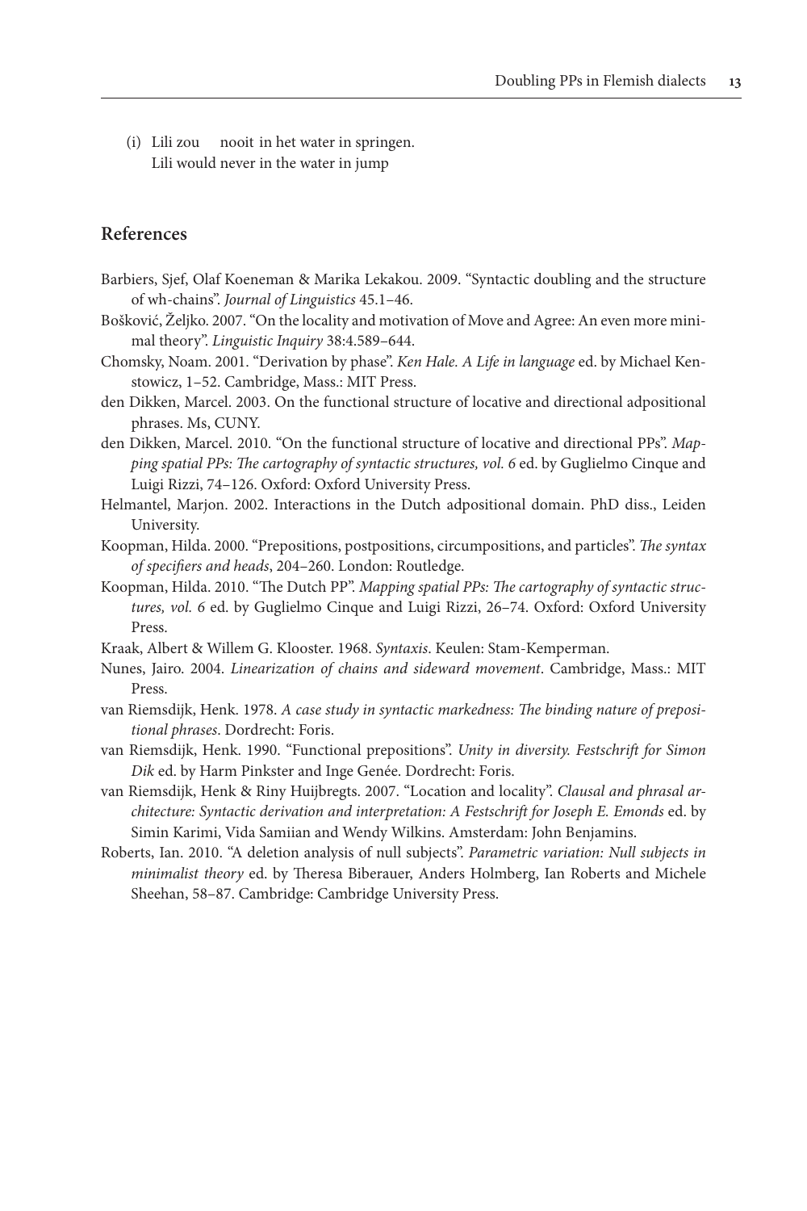(i) Lili zou nooit in het water in springen.
Lili would never in the water in jump

## References

Barbiers, Sjef, Olaf Koeneman & Marika Lekakou. 2009. "Syntactic doubling and the structure of wh-chains". *Journal of Linguistics* 45.1–46.

Bošković, Željko. 2007. "On the locality and motivation of Move and Agree: An even more minimal theory". *Linguistic Inquiry* 38:4.589–644.

Chomsky, Noam. 2001. "Derivation by phase". *Ken Hale. A Life in language* ed. by Michael Kenstowicz, 1–52. Cambridge, Mass.: MIT Press.

den Dikken, Marcel. 2003. On the functional structure of locative and directional adpositional phrases. Ms, CUNY.

den Dikken, Marcel. 2010. "On the functional structure of locative and directional PPs". *Mapping spatial PPs: The cartography of syntactic structures, vol. 6* ed. by Guglielmo Cinque and Luigi Rizzi, 74–126. Oxford: Oxford University Press.

Helmantel, Marjon. 2002. Interactions in the Dutch adpositional domain. PhD diss., Leiden University.

Koopman, Hilda. 2000. "Prepositions, postpositions, circumpositions, and particles". *The syntax of specifiers and heads*, 204–260. London: Routledge.

Koopman, Hilda. 2010. "The Dutch PP". *Mapping spatial PPs: The cartography of syntactic structures, vol. 6* ed. by Guglielmo Cinque and Luigi Rizzi, 26–74. Oxford: Oxford University Press.

Kraak, Albert & Willem G. Klooster. 1968. *Syntaxis*. Keulen: Stam-Kemperman.

Nunes, Jairo. 2004. *Linearization of chains and sideward movement*. Cambridge, Mass.: MIT Press.

van Riemsdijk, Henk. 1978. *A case study in syntactic markedness: The binding nature of prepositional phrases*. Dordrecht: Foris.

van Riemsdijk, Henk. 1990. "Functional prepositions". *Unity in diversity. Festschrift for Simon Dik* ed. by Harm Pinkster and Inge Genée. Dordrecht: Foris.

van Riemsdijk, Henk & Riny Huijbregts. 2007. "Location and locality". *Clausal and phrasal architecture: Syntactic derivation and interpretation: A Festschrift for Joseph E. Emonds* ed. by Simin Karimi, Vida Samiian and Wendy Wilkins. Amsterdam: John Benjamins.

Roberts, Ian. 2010. "A deletion analysis of null subjects". *Parametric variation: Null subjects in minimalist theory* ed. by Theresa Biberauer, Anders Holmberg, Ian Roberts and Michele Sheehan, 58–87. Cambridge: Cambridge University Press.